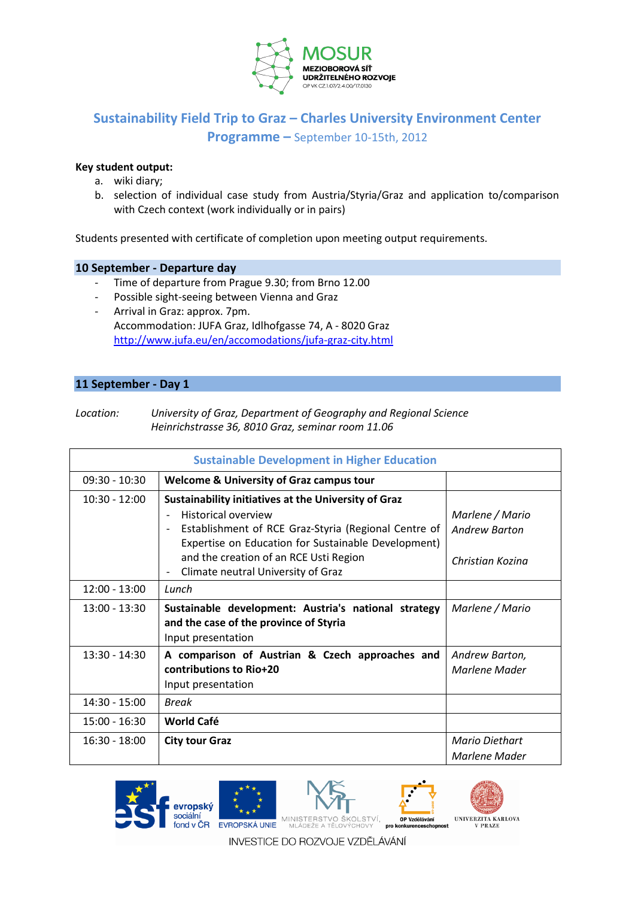MOSUR
MEZIOBOROVÁ SÍŤ
UDRŽITELNÉHO ROZVOJE
OP VK CZ.1.07/2.4.00/17.0130

# Sustainability Field Trip to Graz – Charles University Environment Center

## Programme – September 10-15th, 2012

**Key student output:**

a. wiki diary;
b. selection of individual case study from Austria/Styria/Graz and application to/comparison with Czech context (work individually or in pairs)

Students presented with certificate of completion upon meeting output requirements.

### 10 September - Departure day

- Time of departure from Prague 9.30; from Brno 12.00
- Possible sight-seeing between Vienna and Graz
- Arrival in Graz: approx. 7pm.
  Accommodation: JUFA Graz, Idlhofgasse 74, A - 8020 Graz
  http://www.jufa.eu/en/accomodations/jufa-graz-city.html

### 11 September - Day 1

*Location:* *University of Graz, Department of Geography and Regional Science*
*Heinrichstrasse 36, 8010 Graz, seminar room 11.06*

| Sustainable Development in Higher Education | | |
|---|---|---|
| 09:30 - 10:30 | **Welcome & University of Graz campus tour** | |
| 10:30 - 12:00 | **Sustainability initiatives at the University of Graz**<br>- Historical overview<br>- Establishment of RCE Graz-Styria (Regional Centre of Expertise on Education for Sustainable Development) and the creation of an RCE Usti Region<br>- Climate neutral University of Graz | *Marlene / Mario*<br>*Andrew Barton*<br><br>*Christian Kozina* |
| 12:00 - 13:00 | *Lunch* | |
| 13:00 - 13:30 | **Sustainable development: Austria's national strategy and the case of the province of Styria**<br>Input presentation | *Marlene / Mario* |
| 13:30 - 14:30 | **A comparison of Austrian & Czech approaches and contributions to Rio+20**<br>Input presentation | *Andrew Barton,*<br>*Marlene Mader* |
| 14:30 - 15:00 | *Break* | |
| 15:00 - 16:30 | **World Café** | |
| 16:30 - 18:00 | **City tour Graz** | *Mario Diethart*<br>*Marlene Mader* |

evropský sociální fond v ČR | EVROPSKÁ UNIE | MINISTERSTVO ŠKOLSTVÍ, MLÁDEŽE A TĚLOVÝCHOVY | OP Vzdělávání pro konkurenceschopnost | UNIVERZITA KARLOVA V PRAZE

INVESTICE DO ROZVOJE VZDĚLÁVÁNÍ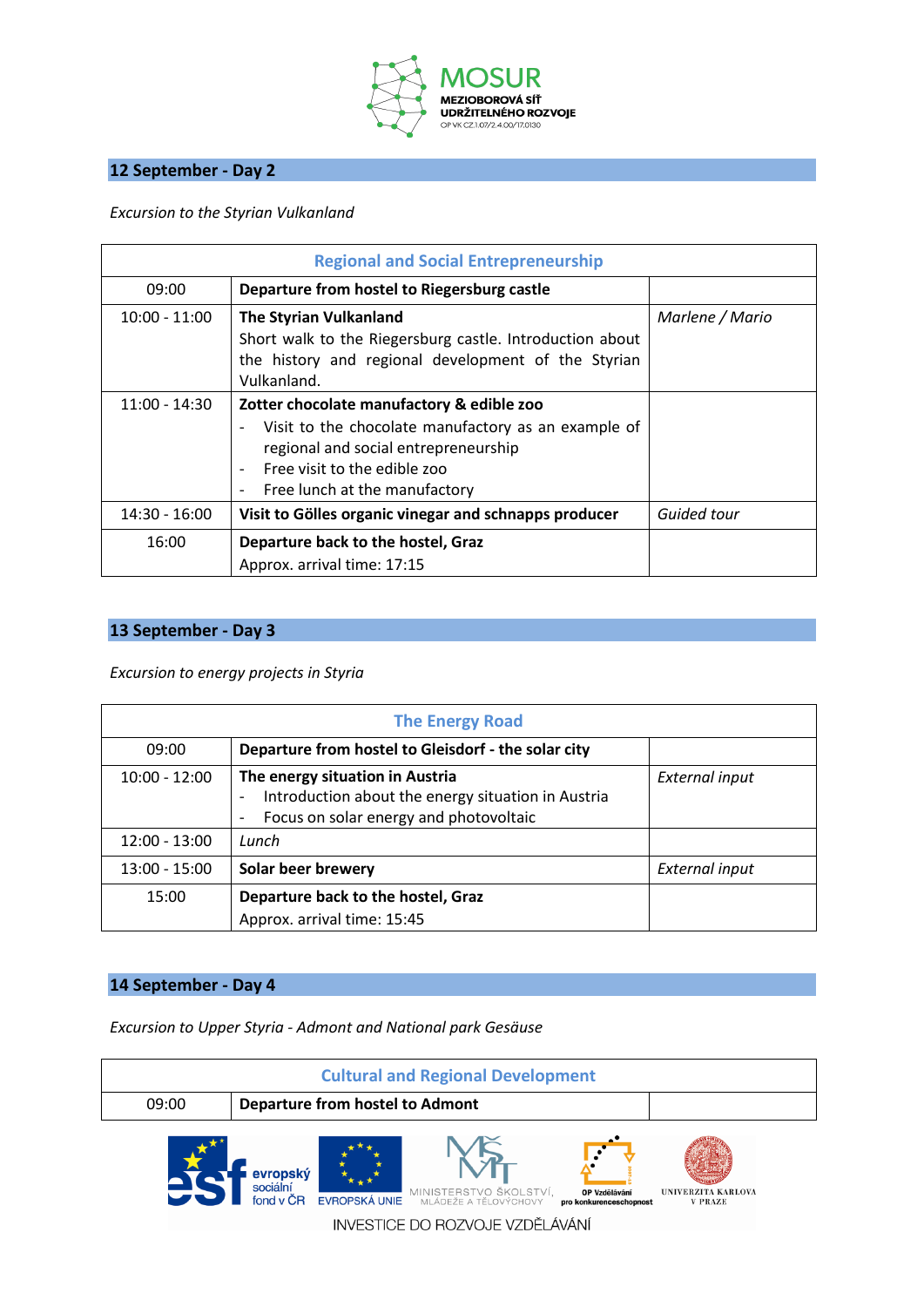## 12 September - Day 2

*Excursion to the Styrian Vulkanland*

| Regional and Social Entrepreneurship | | |
|---|---|---|
| 09:00 | **Departure from hostel to Riegersburg castle** | |
| 10:00 - 11:00 | **The Styrian Vulkanland**<br>Short walk to the Riegersburg castle. Introduction about the history and regional development of the Styrian Vulkanland. | *Marlene / Mario* |
| 11:00 - 14:30 | **Zotter chocolate manufactory & edible zoo**<br>- Visit to the chocolate manufactory as an example of regional and social entrepreneurship<br>- Free visit to the edible zoo<br>- Free lunch at the manufactory | |
| 14:30 - 16:00 | **Visit to Gölles organic vinegar and schnapps producer** | *Guided tour* |
| 16:00 | **Departure back to the hostel, Graz**<br>Approx. arrival time: 17:15 | |

## 13 September - Day 3

*Excursion to energy projects in Styria*

| The Energy Road | | |
|---|---|---|
| 09:00 | **Departure from hostel to Gleisdorf - the solar city** | |
| 10:00 - 12:00 | **The energy situation in Austria**<br>- Introduction about the energy situation in Austria<br>- Focus on solar energy and photovoltaic | *External input* |
| 12:00 - 13:00 | *Lunch* | |
| 13:00 - 15:00 | **Solar beer brewery** | *External input* |
| 15:00 | **Departure back to the hostel, Graz**<br>Approx. arrival time: 15:45 | |

## 14 September - Day 4

*Excursion to Upper Styria - Admont and National park Gesäuse*

| Cultural and Regional Development | | |
|---|---|---|
| 09:00 | **Departure from hostel to Admont** | |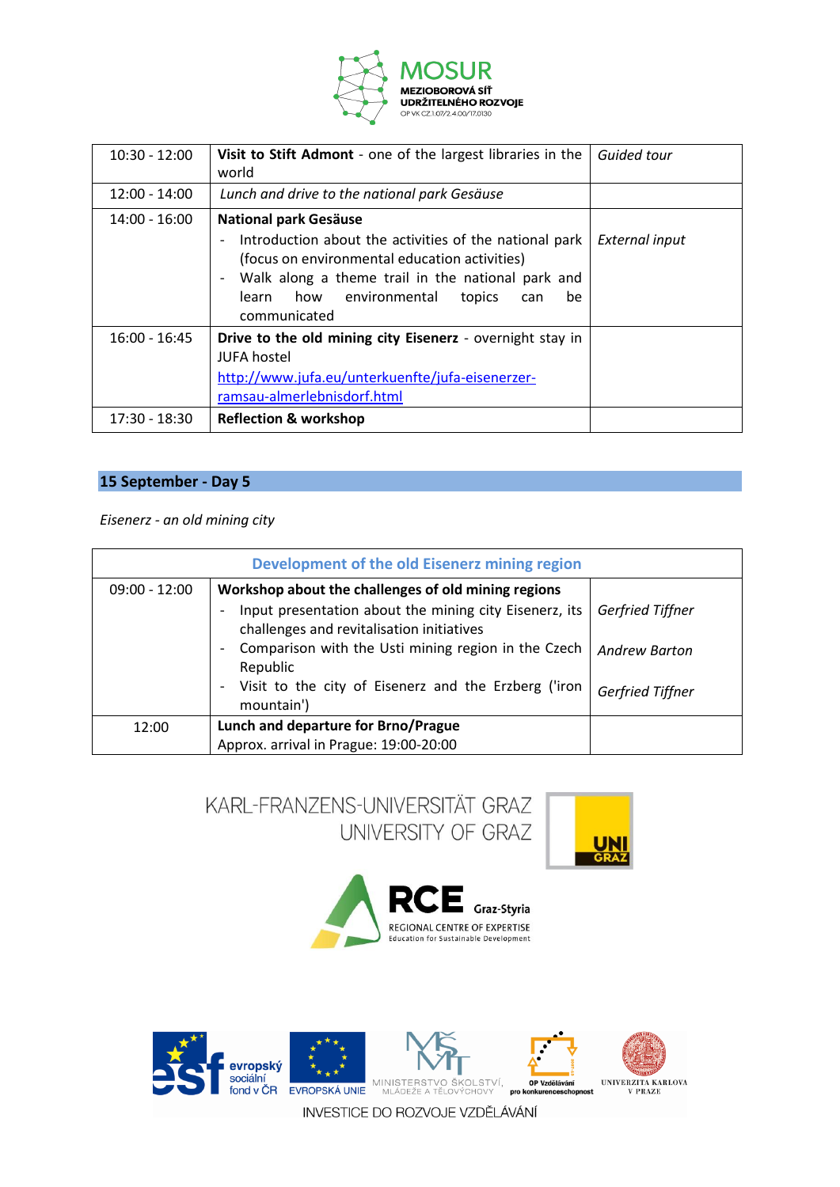| | | |
|---|---|---|
| 10:30 - 12:00 | **Visit to Stift Admont** - one of the largest libraries in the world | *Guided tour* |
| 12:00 - 14:00 | *Lunch and drive to the national park Gesäuse* | |
| 14:00 - 16:00 | **National park Gesäuse**<br>- Introduction about the activities of the national park (focus on environmental education activities)<br>- Walk along a theme trail in the national park and learn how environmental topics can be communicated | *External input* |
| 16:00 - 16:45 | **Drive to the old mining city Eisenerz** - overnight stay in JUFA hostel<br>http://www.jufa.eu/unterkuenfte/jufa-eisenerzer-ramsau-almerlebnisdorf.html | |
| 17:30 - 18:30 | **Reflection & workshop** | |

## 15 September - Day 5

*Eisenerz - an old mining city*

| Development of the old Eisenerz mining region | | |
|---|---|---|
| 09:00 - 12:00 | **Workshop about the challenges of old mining regions**<br>- Input presentation about the mining city Eisenerz, its challenges and revitalisation initiatives<br>- Comparison with the Usti mining region in the Czech Republic<br>- Visit to the city of Eisenerz and the Erzberg ('iron mountain') | *Gerfried Tiffner*<br><br>*Andrew Barton*<br><br>*Gerfried Tiffner* |
| 12:00 | **Lunch and departure for Brno/Prague**<br>Approx. arrival in Prague: 19:00-20:00 | |

KARL-FRANZENS-UNIVERSITÄT GRAZ
UNIVERSITY OF GRAZ

RCE Graz-Styria
REGIONAL CENTRE OF EXPERTISE
Education for Sustainable Development

INVESTICE DO ROZVOJE VZDĚLÁVÁNÍ